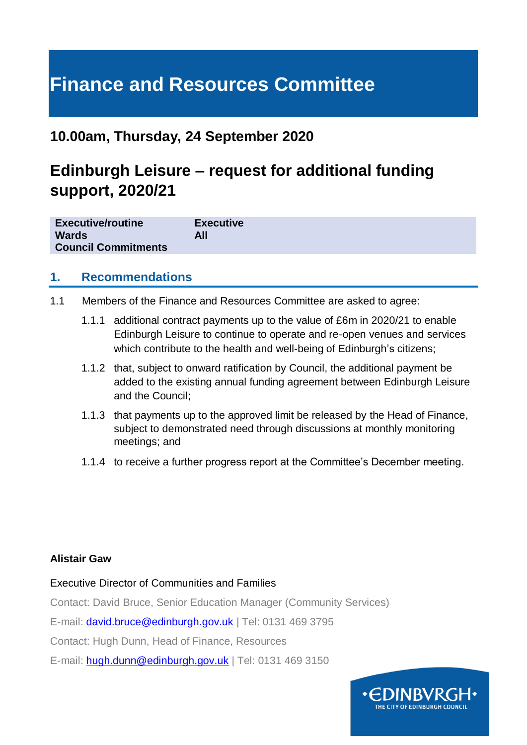# Finance and Resources Committee

## 10.00am, Thursday, 24 September 2020

# Edinburgh Leisure – request for additional funding support, 2020/21

| | |
|---|---|
| **Executive/routine** | **Executive** |
| **Wards** | **All** |
| **Council Commitments** | |

## 1. Recommendations

1.1 Members of the Finance and Resources Committee are asked to agree:

1.1.1 additional contract payments up to the value of £6m in 2020/21 to enable Edinburgh Leisure to continue to operate and re-open venues and services which contribute to the health and well-being of Edinburgh's citizens;

1.1.2 that, subject to onward ratification by Council, the additional payment be added to the existing annual funding agreement between Edinburgh Leisure and the Council;

1.1.3 that payments up to the approved limit be released by the Head of Finance, subject to demonstrated need through discussions at monthly monitoring meetings; and

1.1.4 to receive a further progress report at the Committee's December meeting.

**Alistair Gaw**

Executive Director of Communities and Families

Contact: David Bruce, Senior Education Manager (Community Services)

E-mail: david.bruce@edinburgh.gov.uk | Tel: 0131 469 3795

Contact: Hugh Dunn, Head of Finance, Resources

E-mail: hugh.dunn@edinburgh.gov.uk | Tel: 0131 469 3150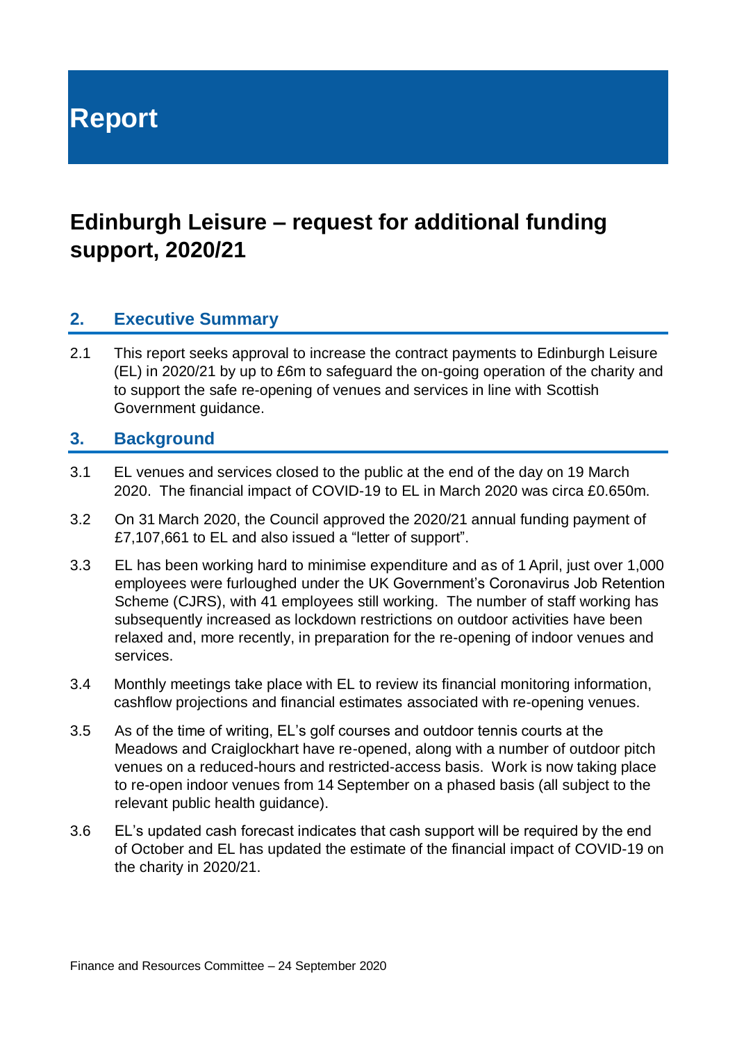# Report

## Edinburgh Leisure – request for additional funding support, 2020/21

### 2. Executive Summary

2.1 This report seeks approval to increase the contract payments to Edinburgh Leisure (EL) in 2020/21 by up to £6m to safeguard the on-going operation of the charity and to support the safe re-opening of venues and services in line with Scottish Government guidance.

### 3. Background

3.1 EL venues and services closed to the public at the end of the day on 19 March 2020. The financial impact of COVID-19 to EL in March 2020 was circa £0.650m.

3.2 On 31 March 2020, the Council approved the 2020/21 annual funding payment of £7,107,661 to EL and also issued a "letter of support".

3.3 EL has been working hard to minimise expenditure and as of 1 April, just over 1,000 employees were furloughed under the UK Government's Coronavirus Job Retention Scheme (CJRS), with 41 employees still working. The number of staff working has subsequently increased as lockdown restrictions on outdoor activities have been relaxed and, more recently, in preparation for the re-opening of indoor venues and services.

3.4 Monthly meetings take place with EL to review its financial monitoring information, cashflow projections and financial estimates associated with re-opening venues.

3.5 As of the time of writing, EL's golf courses and outdoor tennis courts at the Meadows and Craiglockhart have re-opened, along with a number of outdoor pitch venues on a reduced-hours and restricted-access basis. Work is now taking place to re-open indoor venues from 14 September on a phased basis (all subject to the relevant public health guidance).

3.6 EL's updated cash forecast indicates that cash support will be required by the end of October and EL has updated the estimate of the financial impact of COVID-19 on the charity in 2020/21.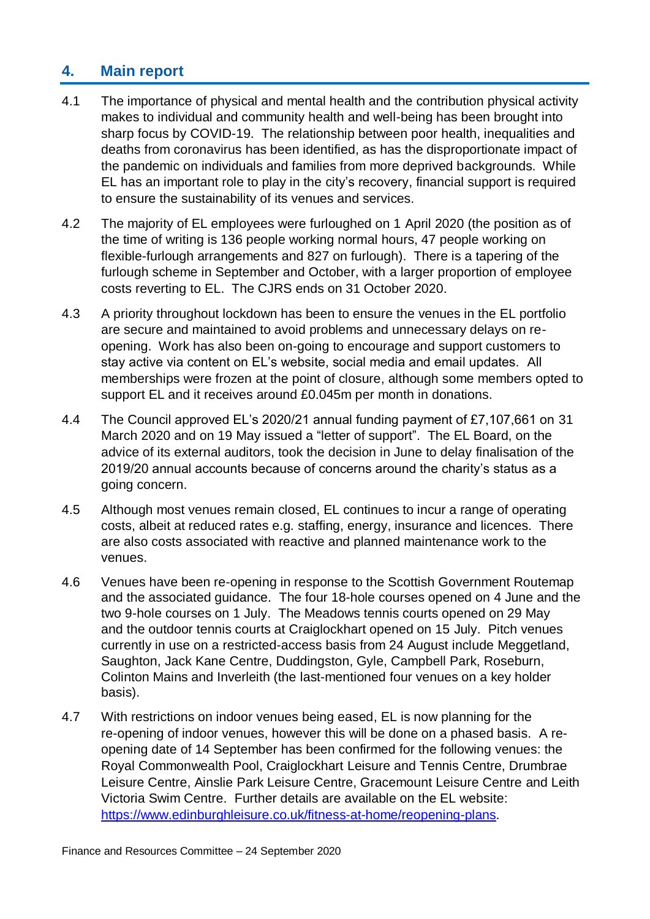## 4. Main report

4.1 The importance of physical and mental health and the contribution physical activity makes to individual and community health and well-being has been brought into sharp focus by COVID-19. The relationship between poor health, inequalities and deaths from coronavirus has been identified, as has the disproportionate impact of the pandemic on individuals and families from more deprived backgrounds. While EL has an important role to play in the city's recovery, financial support is required to ensure the sustainability of its venues and services.

4.2 The majority of EL employees were furloughed on 1 April 2020 (the position as of the time of writing is 136 people working normal hours, 47 people working on flexible-furlough arrangements and 827 on furlough). There is a tapering of the furlough scheme in September and October, with a larger proportion of employee costs reverting to EL. The CJRS ends on 31 October 2020.

4.3 A priority throughout lockdown has been to ensure the venues in the EL portfolio are secure and maintained to avoid problems and unnecessary delays on re-opening. Work has also been on-going to encourage and support customers to stay active via content on EL's website, social media and email updates. All memberships were frozen at the point of closure, although some members opted to support EL and it receives around £0.045m per month in donations.

4.4 The Council approved EL's 2020/21 annual funding payment of £7,107,661 on 31 March 2020 and on 19 May issued a "letter of support". The EL Board, on the advice of its external auditors, took the decision in June to delay finalisation of the 2019/20 annual accounts because of concerns around the charity's status as a going concern.

4.5 Although most venues remain closed, EL continues to incur a range of operating costs, albeit at reduced rates e.g. staffing, energy, insurance and licences. There are also costs associated with reactive and planned maintenance work to the venues.

4.6 Venues have been re-opening in response to the Scottish Government Routemap and the associated guidance. The four 18-hole courses opened on 4 June and the two 9-hole courses on 1 July. The Meadows tennis courts opened on 29 May and the outdoor tennis courts at Craiglockhart opened on 15 July. Pitch venues currently in use on a restricted-access basis from 24 August include Meggetland, Saughton, Jack Kane Centre, Duddingston, Gyle, Campbell Park, Roseburn, Colinton Mains and Inverleith (the last-mentioned four venues on a key holder basis).

4.7 With restrictions on indoor venues being eased, EL is now planning for the re-opening of indoor venues, however this will be done on a phased basis. A re-opening date of 14 September has been confirmed for the following venues: the Royal Commonwealth Pool, Craiglockhart Leisure and Tennis Centre, Drumbrae Leisure Centre, Ainslie Park Leisure Centre, Gracemount Leisure Centre and Leith Victoria Swim Centre. Further details are available on the EL website: [https://www.edinburghleisure.co.uk/fitness-at-home/reopening-plans](https://www.edinburghleisure.co.uk/fitness-at-home/reopening-plans).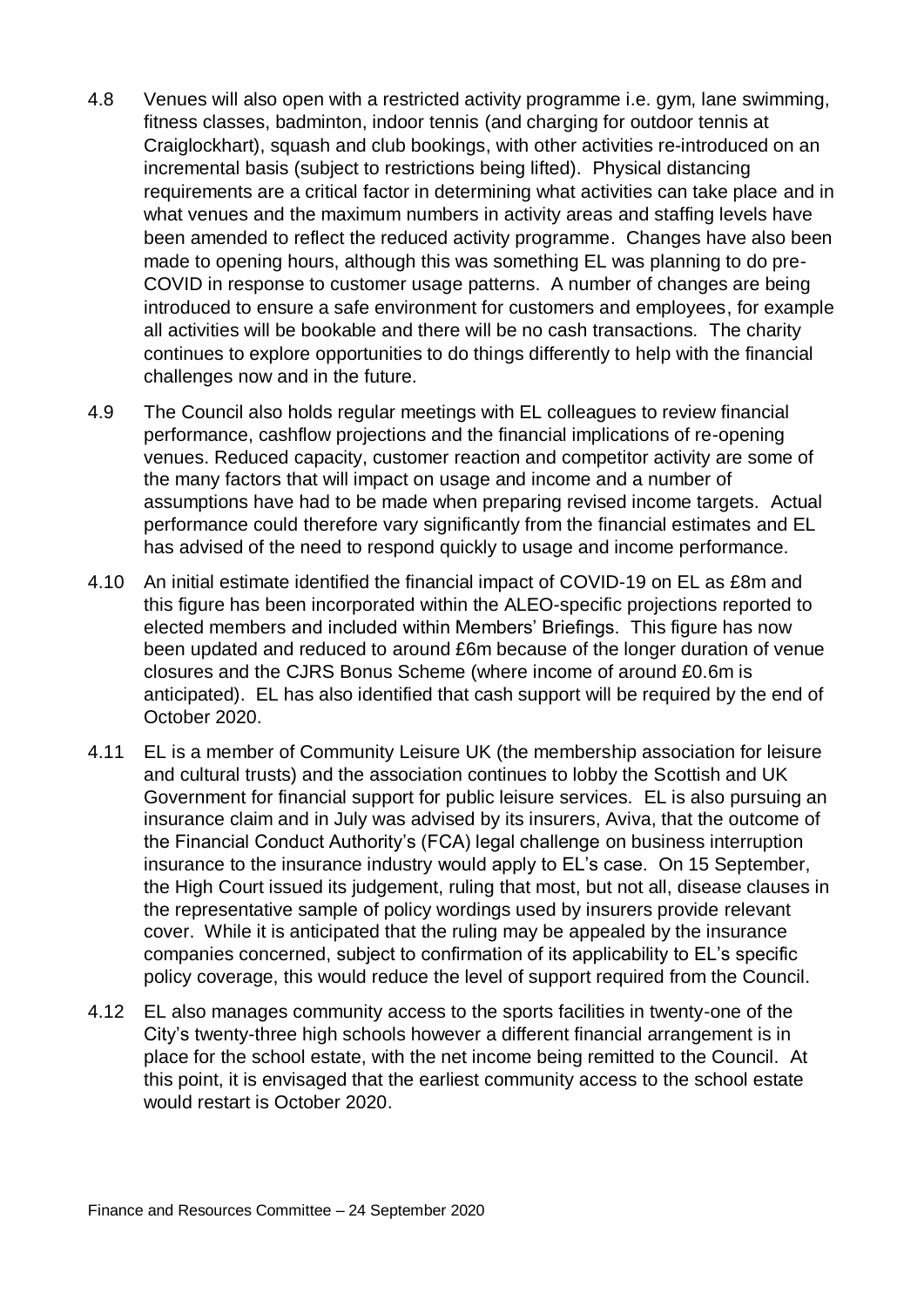4.8 Venues will also open with a restricted activity programme i.e. gym, lane swimming, fitness classes, badminton, indoor tennis (and charging for outdoor tennis at Craiglockhart), squash and club bookings, with other activities re-introduced on an incremental basis (subject to restrictions being lifted). Physical distancing requirements are a critical factor in determining what activities can take place and in what venues and the maximum numbers in activity areas and staffing levels have been amended to reflect the reduced activity programme. Changes have also been made to opening hours, although this was something EL was planning to do pre-COVID in response to customer usage patterns. A number of changes are being introduced to ensure a safe environment for customers and employees, for example all activities will be bookable and there will be no cash transactions. The charity continues to explore opportunities to do things differently to help with the financial challenges now and in the future.

4.9 The Council also holds regular meetings with EL colleagues to review financial performance, cashflow projections and the financial implications of re-opening venues. Reduced capacity, customer reaction and competitor activity are some of the many factors that will impact on usage and income and a number of assumptions have had to be made when preparing revised income targets. Actual performance could therefore vary significantly from the financial estimates and EL has advised of the need to respond quickly to usage and income performance.

4.10 An initial estimate identified the financial impact of COVID-19 on EL as £8m and this figure has been incorporated within the ALEO-specific projections reported to elected members and included within Members' Briefings. This figure has now been updated and reduced to around £6m because of the longer duration of venue closures and the CJRS Bonus Scheme (where income of around £0.6m is anticipated). EL has also identified that cash support will be required by the end of October 2020.

4.11 EL is a member of Community Leisure UK (the membership association for leisure and cultural trusts) and the association continues to lobby the Scottish and UK Government for financial support for public leisure services. EL is also pursuing an insurance claim and in July was advised by its insurers, Aviva, that the outcome of the Financial Conduct Authority's (FCA) legal challenge on business interruption insurance to the insurance industry would apply to EL's case. On 15 September, the High Court issued its judgement, ruling that most, but not all, disease clauses in the representative sample of policy wordings used by insurers provide relevant cover. While it is anticipated that the ruling may be appealed by the insurance companies concerned, subject to confirmation of its applicability to EL's specific policy coverage, this would reduce the level of support required from the Council.

4.12 EL also manages community access to the sports facilities in twenty-one of the City's twenty-three high schools however a different financial arrangement is in place for the school estate, with the net income being remitted to the Council. At this point, it is envisaged that the earliest community access to the school estate would restart is October 2020.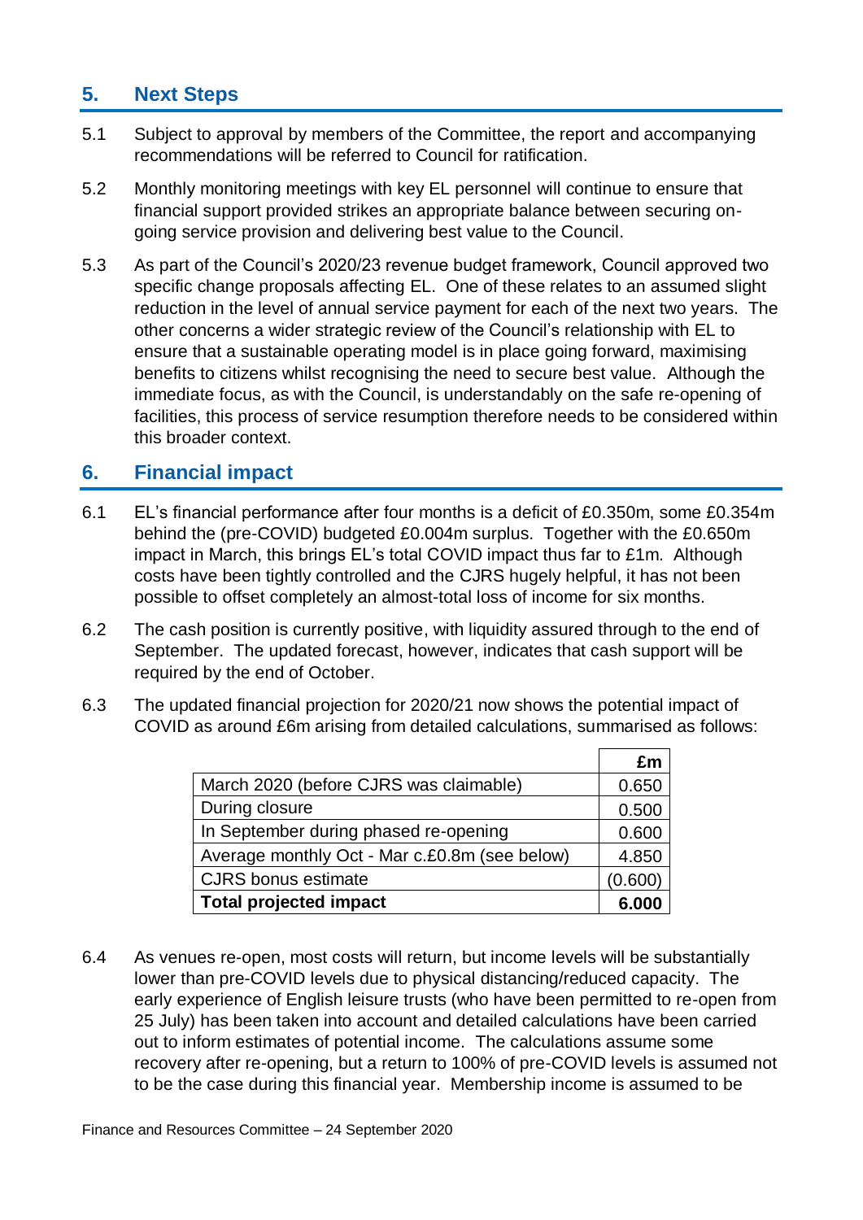## 5. Next Steps

5.1 Subject to approval by members of the Committee, the report and accompanying recommendations will be referred to Council for ratification.

5.2 Monthly monitoring meetings with key EL personnel will continue to ensure that financial support provided strikes an appropriate balance between securing on-going service provision and delivering best value to the Council.

5.3 As part of the Council's 2020/23 revenue budget framework, Council approved two specific change proposals affecting EL. One of these relates to an assumed slight reduction in the level of annual service payment for each of the next two years. The other concerns a wider strategic review of the Council's relationship with EL to ensure that a sustainable operating model is in place going forward, maximising benefits to citizens whilst recognising the need to secure best value. Although the immediate focus, as with the Council, is understandably on the safe re-opening of facilities, this process of service resumption therefore needs to be considered within this broader context.

## 6. Financial impact

6.1 EL's financial performance after four months is a deficit of £0.350m, some £0.354m behind the (pre-COVID) budgeted £0.004m surplus. Together with the £0.650m impact in March, this brings EL's total COVID impact thus far to £1m. Although costs have been tightly controlled and the CJRS hugely helpful, it has not been possible to offset completely an almost-total loss of income for six months.

6.2 The cash position is currently positive, with liquidity assured through to the end of September. The updated forecast, however, indicates that cash support will be required by the end of October.

6.3 The updated financial projection for 2020/21 now shows the potential impact of COVID as around £6m arising from detailed calculations, summarised as follows:

| | £m |
|---|---|
| March 2020 (before CJRS was claimable) | 0.650 |
| During closure | 0.500 |
| In September during phased re-opening | 0.600 |
| Average monthly Oct - Mar c.£0.8m (see below) | 4.850 |
| CJRS bonus estimate | (0.600) |
| **Total projected impact** | **6.000** |

6.4 As venues re-open, most costs will return, but income levels will be substantially lower than pre-COVID levels due to physical distancing/reduced capacity. The early experience of English leisure trusts (who have been permitted to re-open from 25 July) has been taken into account and detailed calculations have been carried out to inform estimates of potential income. The calculations assume some recovery after re-opening, but a return to 100% of pre-COVID levels is assumed not to be the case during this financial year. Membership income is assumed to be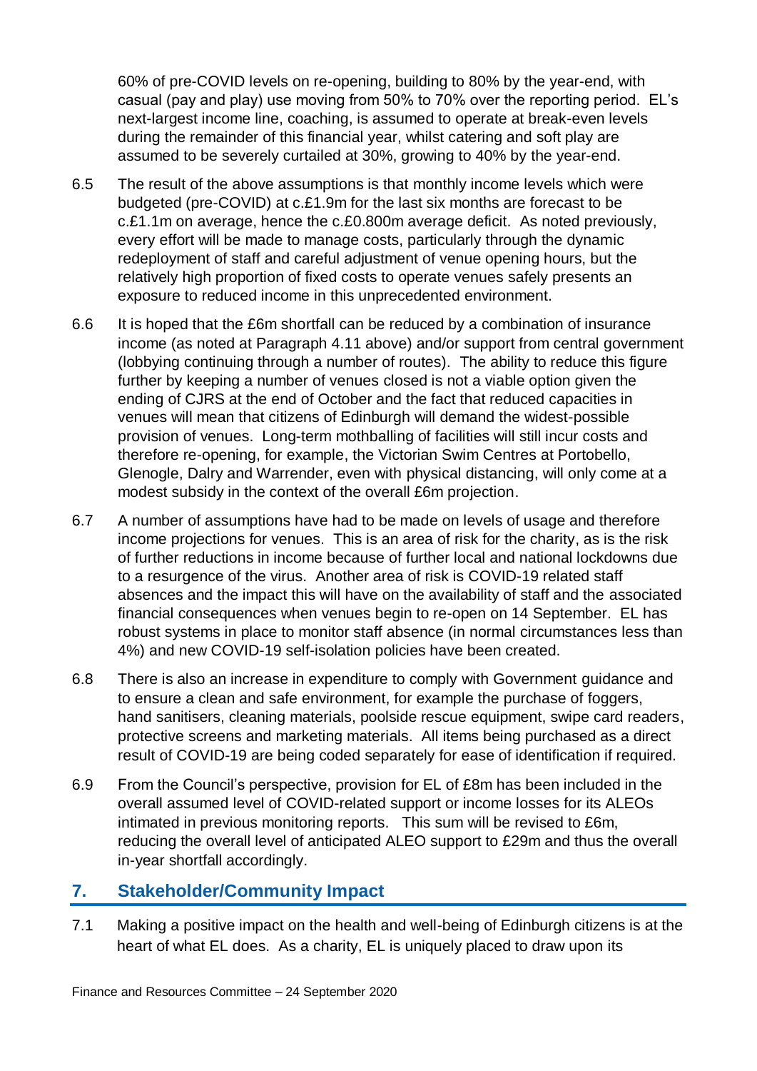60% of pre-COVID levels on re-opening, building to 80% by the year-end, with casual (pay and play) use moving from 50% to 70% over the reporting period. EL's next-largest income line, coaching, is assumed to operate at break-even levels during the remainder of this financial year, whilst catering and soft play are assumed to be severely curtailed at 30%, growing to 40% by the year-end.

6.5 The result of the above assumptions is that monthly income levels which were budgeted (pre-COVID) at c.£1.9m for the last six months are forecast to be c.£1.1m on average, hence the c.£0.800m average deficit. As noted previously, every effort will be made to manage costs, particularly through the dynamic redeployment of staff and careful adjustment of venue opening hours, but the relatively high proportion of fixed costs to operate venues safely presents an exposure to reduced income in this unprecedented environment.

6.6 It is hoped that the £6m shortfall can be reduced by a combination of insurance income (as noted at Paragraph 4.11 above) and/or support from central government (lobbying continuing through a number of routes). The ability to reduce this figure further by keeping a number of venues closed is not a viable option given the ending of CJRS at the end of October and the fact that reduced capacities in venues will mean that citizens of Edinburgh will demand the widest-possible provision of venues. Long-term mothballing of facilities will still incur costs and therefore re-opening, for example, the Victorian Swim Centres at Portobello, Glenogle, Dalry and Warrender, even with physical distancing, will only come at a modest subsidy in the context of the overall £6m projection.

6.7 A number of assumptions have had to be made on levels of usage and therefore income projections for venues. This is an area of risk for the charity, as is the risk of further reductions in income because of further local and national lockdowns due to a resurgence of the virus. Another area of risk is COVID-19 related staff absences and the impact this will have on the availability of staff and the associated financial consequences when venues begin to re-open on 14 September. EL has robust systems in place to monitor staff absence (in normal circumstances less than 4%) and new COVID-19 self-isolation policies have been created.

6.8 There is also an increase in expenditure to comply with Government guidance and to ensure a clean and safe environment, for example the purchase of foggers, hand sanitisers, cleaning materials, poolside rescue equipment, swipe card readers, protective screens and marketing materials. All items being purchased as a direct result of COVID-19 are being coded separately for ease of identification if required.

6.9 From the Council's perspective, provision for EL of £8m has been included in the overall assumed level of COVID-related support or income losses for its ALEOs intimated in previous monitoring reports. This sum will be revised to £6m, reducing the overall level of anticipated ALEO support to £29m and thus the overall in-year shortfall accordingly.

## 7. Stakeholder/Community Impact

7.1 Making a positive impact on the health and well-being of Edinburgh citizens is at the heart of what EL does. As a charity, EL is uniquely placed to draw upon its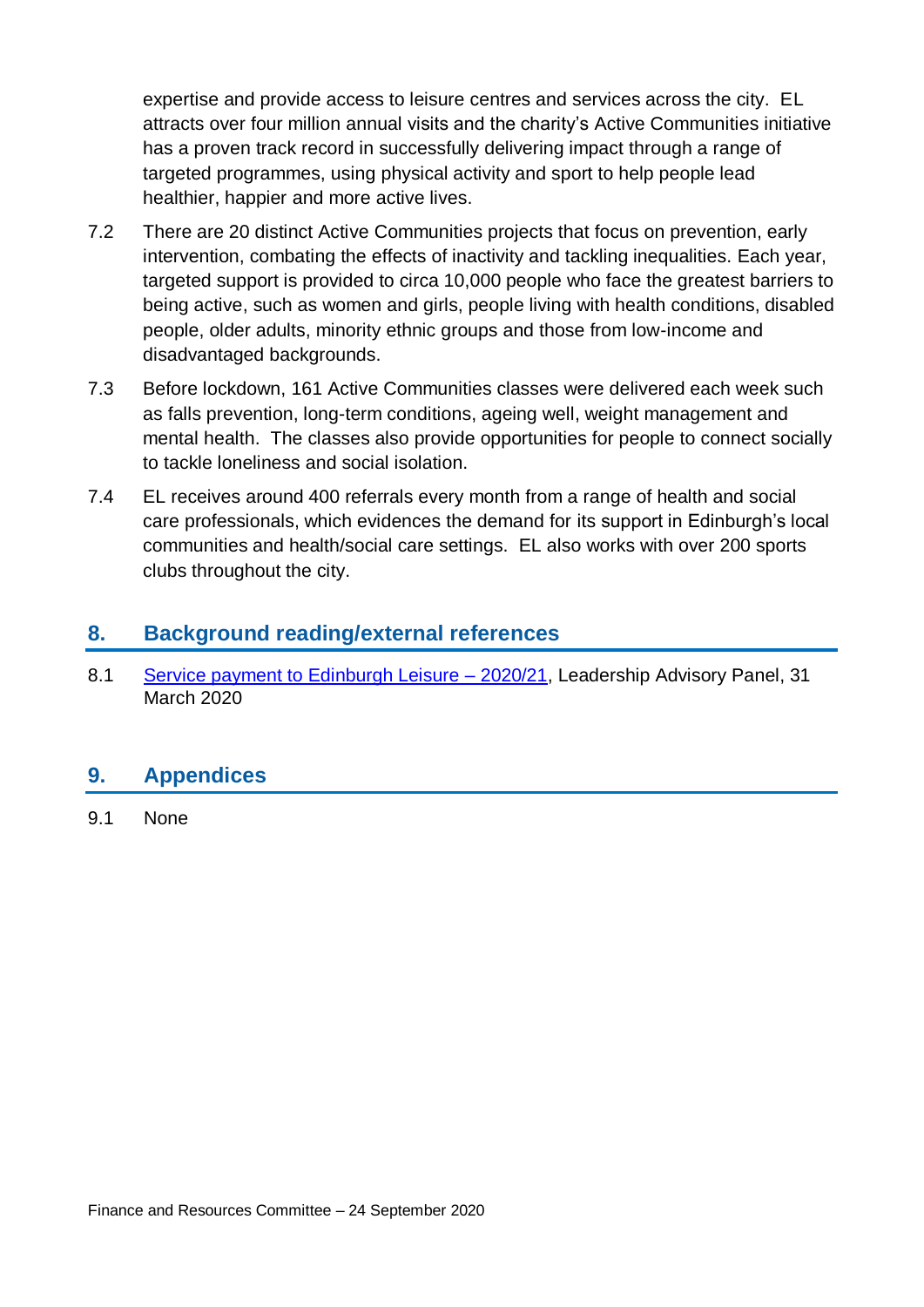expertise and provide access to leisure centres and services across the city. EL attracts over four million annual visits and the charity's Active Communities initiative has a proven track record in successfully delivering impact through a range of targeted programmes, using physical activity and sport to help people lead healthier, happier and more active lives.

7.2 There are 20 distinct Active Communities projects that focus on prevention, early intervention, combating the effects of inactivity and tackling inequalities. Each year, targeted support is provided to circa 10,000 people who face the greatest barriers to being active, such as women and girls, people living with health conditions, disabled people, older adults, minority ethnic groups and those from low-income and disadvantaged backgrounds.

7.3 Before lockdown, 161 Active Communities classes were delivered each week such as falls prevention, long-term conditions, ageing well, weight management and mental health. The classes also provide opportunities for people to connect socially to tackle loneliness and social isolation.

7.4 EL receives around 400 referrals every month from a range of health and social care professionals, which evidences the demand for its support in Edinburgh's local communities and health/social care settings. EL also works with over 200 sports clubs throughout the city.

## 8. Background reading/external references

8.1 Service payment to Edinburgh Leisure – 2020/21, Leadership Advisory Panel, 31 March 2020

## 9. Appendices

9.1 None